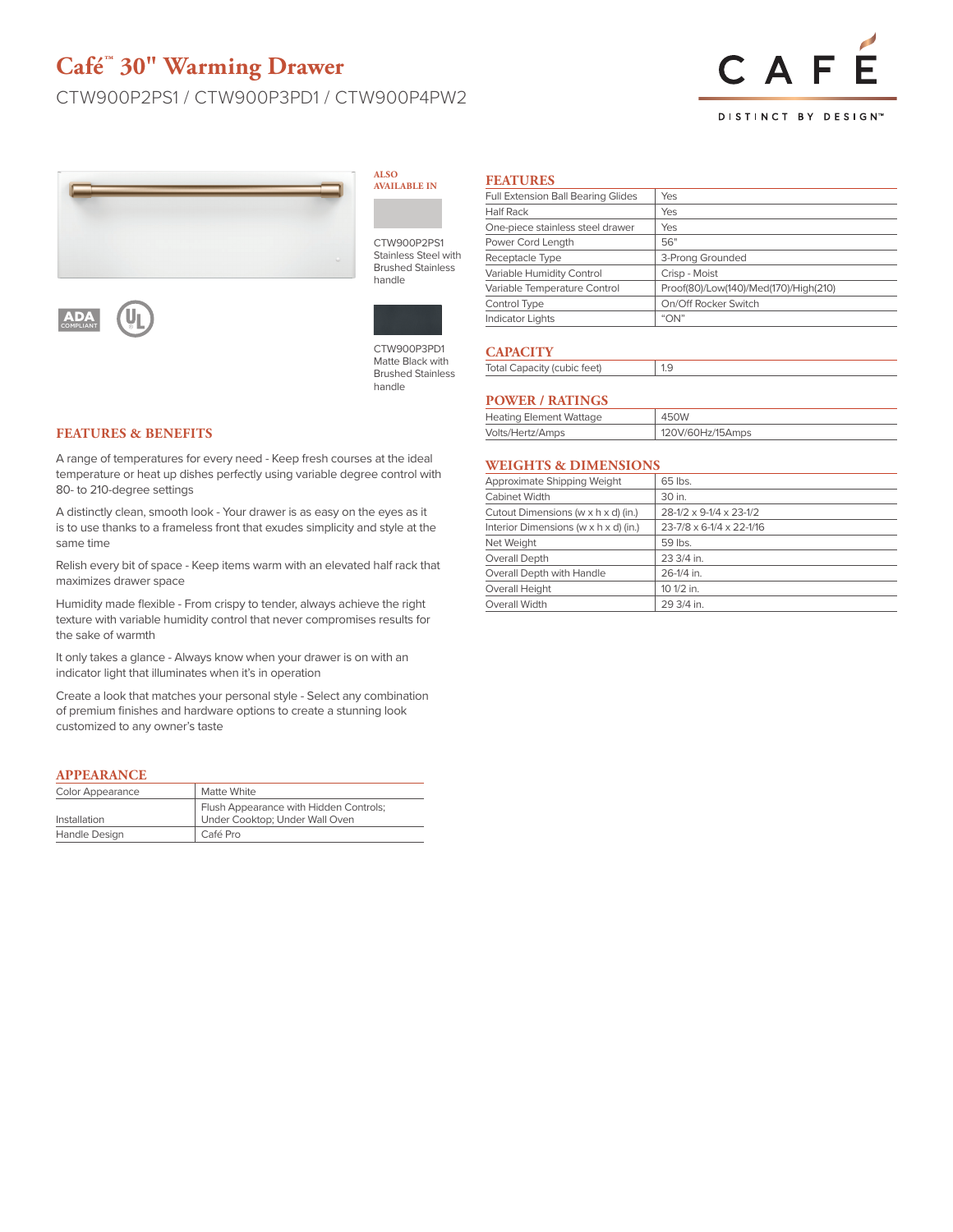# Café™ 30" Warming Drawer

CTW900P2PS1 / CTW900P3PD1 / CTW900P4PW2

CAFÉ

DISTINCT BY DESIGN™

ADA COMPLIANT

**ALSO AVAILABLE IN**

CTW900P2PS1 Stainless Steel with Brushed Stainless handle

CTW900P3PD1 Matte Black with Brushed Stainless handle

## FEATURES & BENEFITS

A range of temperatures for every need - Keep fresh courses at the ideal temperature or heat up dishes perfectly using variable degree control with 80- to 210-degree settings

A distinctly clean, smooth look - Your drawer is as easy on the eyes as it is to use thanks to a frameless front that exudes simplicity and style at the same time

Relish every bit of space - Keep items warm with an elevated half rack that maximizes drawer space

Humidity made flexible - From crispy to tender, always achieve the right texture with variable humidity control that never compromises results for the sake of warmth

It only takes a glance - Always know when your drawer is on with an indicator light that illuminates when it's in operation

Create a look that matches your personal style - Select any combination of premium finishes and hardware options to create a stunning look customized to any owner's taste

## APPEARANCE

| | |
|---|---|
| Color Appearance | Matte White |
| Installation | Flush Appearance with Hidden Controls; Under Cooktop; Under Wall Oven |
| Handle Design | Café Pro |

## FEATURES

| | |
|---|---|
| Full Extension Ball Bearing Glides | Yes |
| Half Rack | Yes |
| One-piece stainless steel drawer | Yes |
| Power Cord Length | 56" |
| Receptacle Type | 3-Prong Grounded |
| Variable Humidity Control | Crisp - Moist |
| Variable Temperature Control | Proof(80)/Low(140)/Med(170)/High(210) |
| Control Type | On/Off Rocker Switch |
| Indicator Lights | "ON" |

## CAPACITY

| | |
|---|---|
| Total Capacity (cubic feet) | 1.9 |

## POWER / RATINGS

| | |
|---|---|
| Heating Element Wattage | 450W |
| Volts/Hertz/Amps | 120V/60Hz/15Amps |

## WEIGHTS & DIMENSIONS

| | |
|---|---|
| Approximate Shipping Weight | 65 lbs. |
| Cabinet Width | 30 in. |
| Cutout Dimensions (w x h x d) (in.) | 28-1/2 x 9-1/4 x 23-1/2 |
| Interior Dimensions (w x h x d) (in.) | 23-7/8 x 6-1/4 x 22-1/16 |
| Net Weight | 59 lbs. |
| Overall Depth | 23 3/4 in. |
| Overall Depth with Handle | 26-1/4 in. |
| Overall Height | 10 1/2 in. |
| Overall Width | 29 3/4 in. |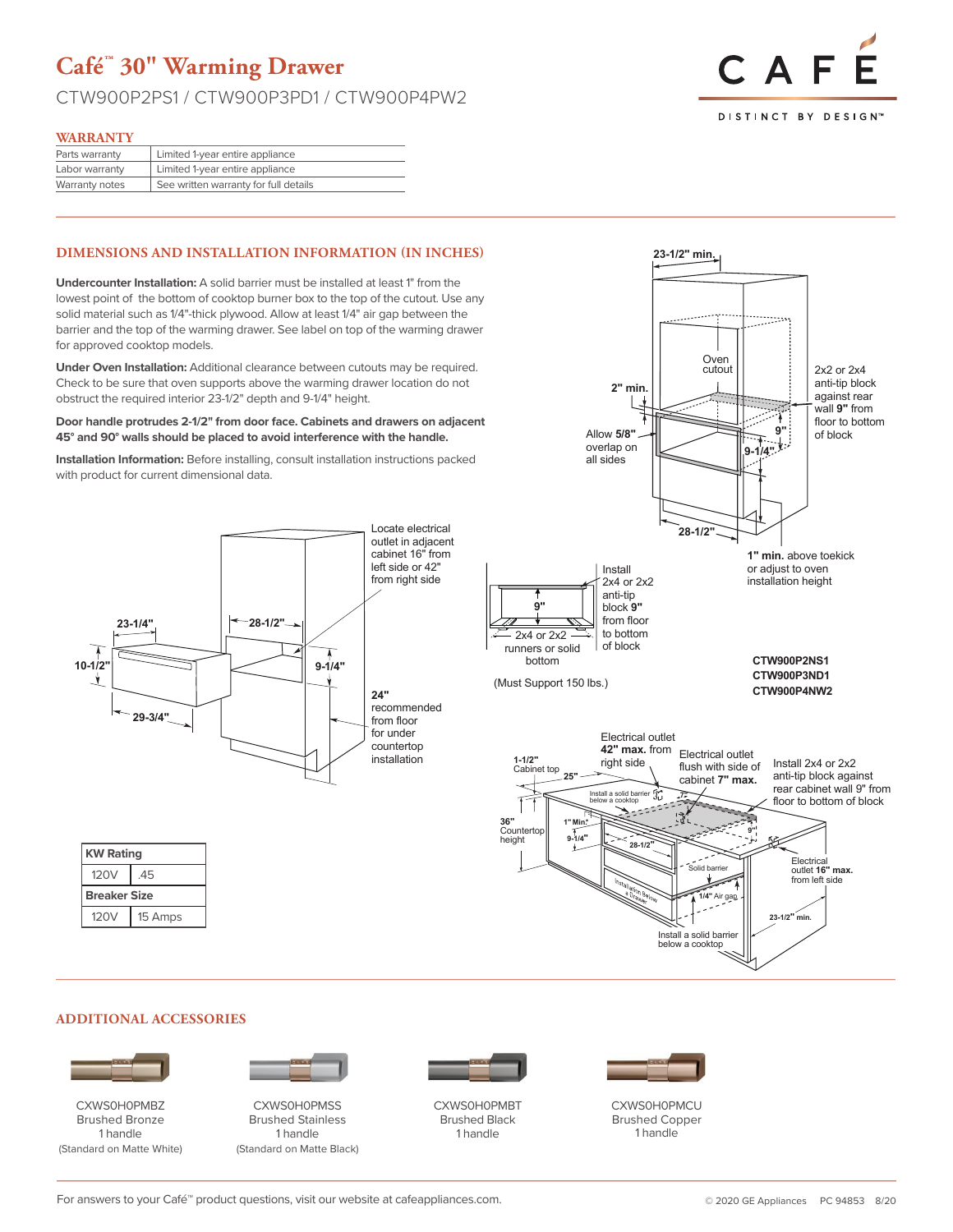# Café™ 30" Warming Drawer

CTW900P2PS1 / CTW900P3PD1 / CTW900P4PW2

CAFÉ

DISTINCT BY DESIGN™

## WARRANTY

| | |
|---|---|
| Parts warranty | Limited 1-year entire appliance |
| Labor warranty | Limited 1-year entire appliance |
| Warranty notes | See written warranty for full details |

## DIMENSIONS AND INSTALLATION INFORMATION (IN INCHES)

**Undercounter Installation:** A solid barrier must be installed at least 1" from the lowest point of the bottom of cooktop burner box to the top of the cutout. Use any solid material such as 1/4"-thick plywood. Allow at least 1/4" air gap between the barrier and the top of the warming drawer. See label on top of the warming drawer for approved cooktop models.

**Under Oven Installation:** Additional clearance between cutouts may be required. Check to be sure that oven supports above the warming drawer location do not obstruct the required interior 23-1/2" depth and 9-1/4" height.

**Door handle protrudes 2-1/2" from door face. Cabinets and drawers on adjacent 45° and 90° walls should be placed to avoid interference with the handle.**

**Installation Information:** Before installing, consult installation instructions packed with product for current dimensional data.

23-1/2" min.
Oven cutout
2" min.
2x2 or 2x4 anti-tip block against rear wall **9"** from floor to bottom of block
Allow **5/8"** overlap on all sides
9"
9-1/4"
28-1/2"
**1" min.** above toekick or adjust to oven installation height

Locate electrical outlet in adjacent cabinet 16" from left side or 42" from right side
23-1/4"
28-1/2"
10-1/2"
9-1/4"
29-3/4"
**24"** recommended from floor for under countertop installation

9"
2x4 or 2x2 runners or solid bottom
Install 2x4 or 2x2 anti-tip block **9"** from floor to bottom of block
(Must Support 150 lbs.)

**CTW900P2NS1**
**CTW900P3ND1**
**CTW900P4NW2**

1-1/2" Cabinet top
25"
Electrical outlet **42" max.** from right side
Electrical outlet flush with side of cabinet **7" max.**
Install 2x4 or 2x2 anti-tip block against rear cabinet wall 9" from floor to bottom of block
Install a solid barrier below a cooktop
36" Countertop height
1" Min.
9-1/4"
28-1/2"
9"
7"
Solid barrier
Installation Below a Drawer
1/4" Air gap
Electrical outlet **16" max.** from left side
23-1/2" min.
Install a solid barrier below a cooktop

| KW Rating | |
|---|---|
| 120V | .45 |
| **Breaker Size** | |
| 120V | 15 Amps |

## ADDITIONAL ACCESSORIES

CXWS0H0PMBZ
Brushed Bronze
1 handle
(Standard on Matte White)

CXWS0H0PMSS
Brushed Stainless
1 handle
(Standard on Matte Black)

CXWS0H0PMBT
Brushed Black
1 handle

CXWS0H0PMCU
Brushed Copper
1 handle

For answers to your Café™ product questions, visit our website at cafeappliances.com.

© 2020 GE Appliances PC 94853 8/20